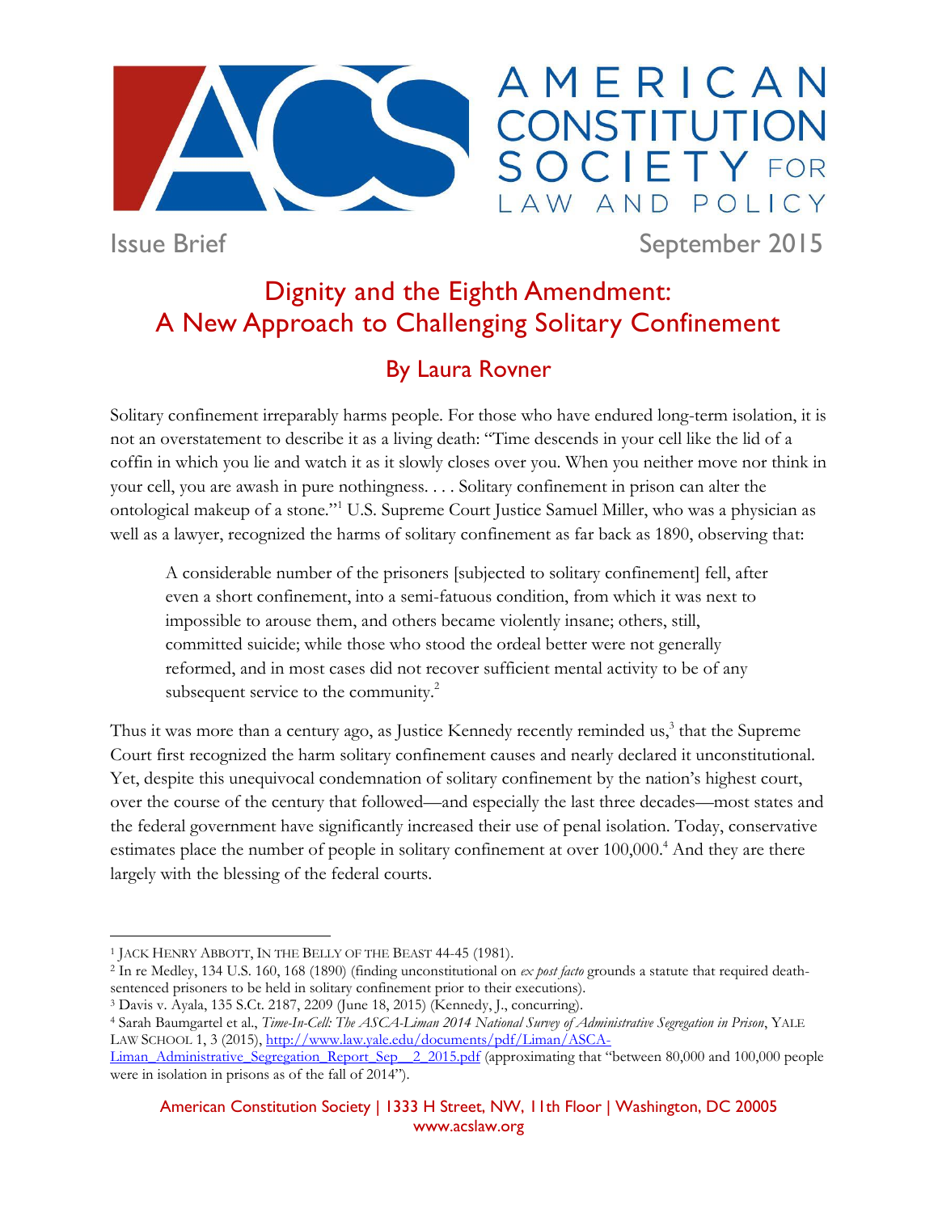AMERICAN CONSTITUTION SOCIETY FOR LAW AND POLICY

Issue Brief September 2015

# Dignity and the Eighth Amendment: A New Approach to Challenging Solitary Confinement

## By Laura Rovner

Solitary confinement irreparably harms people. For those who have endured long-term isolation, it is not an overstatement to describe it as a living death: "Time descends in your cell like the lid of a coffin in which you lie and watch it as it slowly closes over you. When you neither move nor think in your cell, you are awash in pure nothingness. . . . Solitary confinement in prison can alter the ontological makeup of a stone."[1] U.S. Supreme Court Justice Samuel Miller, who was a physician as well as a lawyer, recognized the harms of solitary confinement as far back as 1890, observing that:

> A considerable number of the prisoners [subjected to solitary confinement] fell, after even a short confinement, into a semi-fatuous condition, from which it was next to impossible to arouse them, and others became violently insane; others, still, committed suicide; while those who stood the ordeal better were not generally reformed, and in most cases did not recover sufficient mental activity to be of any subsequent service to the community.[2]

Thus it was more than a century ago, as Justice Kennedy recently reminded us,[3] that the Supreme Court first recognized the harm solitary confinement causes and nearly declared it unconstitutional. Yet, despite this unequivocal condemnation of solitary confinement by the nation's highest court, over the course of the century that followed—and especially the last three decades—most states and the federal government have significantly increased their use of penal isolation. Today, conservative estimates place the number of people in solitary confinement at over 100,000.[4] And they are there largely with the blessing of the federal courts.

---

[1] JACK HENRY ABBOTT, IN THE BELLY OF THE BEAST 44-45 (1981).

[2] In re Medley, 134 U.S. 160, 168 (1890) (finding unconstitutional on *ex post facto* grounds a statute that required death-sentenced prisoners to be held in solitary confinement prior to their executions).

[3] Davis v. Ayala, 135 S.Ct. 2187, 2209 (June 18, 2015) (Kennedy, J., concurring).

[4] Sarah Baumgartel et al., *Time-In-Cell: The ASCA-Liman 2014 National Survey of Administrative Segregation in Prison*, YALE LAW SCHOOL 1, 3 (2015), http://www.law.yale.edu/documents/pdf/Liman/ASCA-Liman_Administrative_Segregation_Report_Sep__2_2015.pdf (approximating that "between 80,000 and 100,000 people were in isolation in prisons as of the fall of 2014").

American Constitution Society | 1333 H Street, NW, 11th Floor | Washington, DC 20005
www.acslaw.org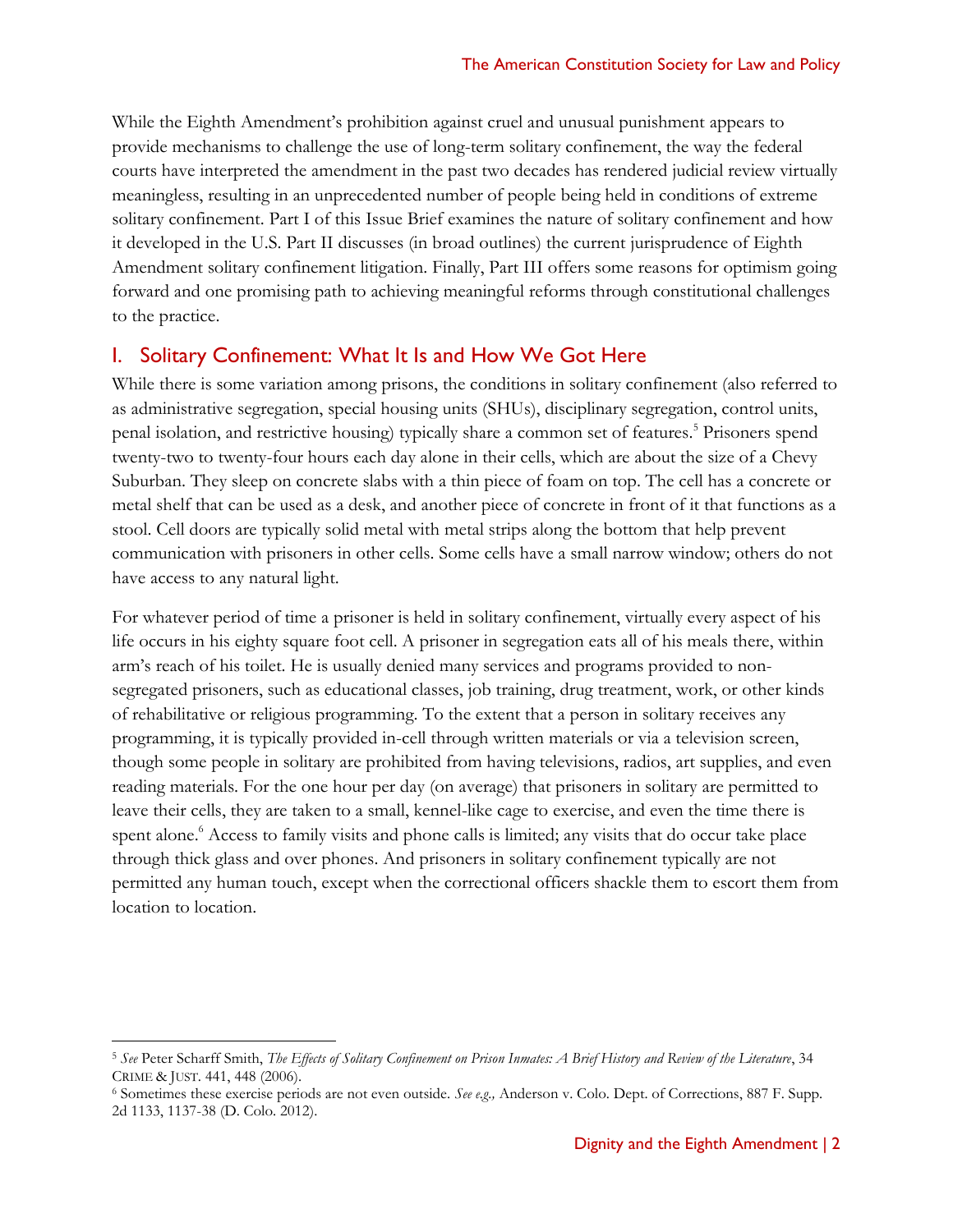While the Eighth Amendment's prohibition against cruel and unusual punishment appears to provide mechanisms to challenge the use of long-term solitary confinement, the way the federal courts have interpreted the amendment in the past two decades has rendered judicial review virtually meaningless, resulting in an unprecedented number of people being held in conditions of extreme solitary confinement. Part I of this Issue Brief examines the nature of solitary confinement and how it developed in the U.S. Part II discusses (in broad outlines) the current jurisprudence of Eighth Amendment solitary confinement litigation. Finally, Part III offers some reasons for optimism going forward and one promising path to achieving meaningful reforms through constitutional challenges to the practice.

## I. Solitary Confinement: What It Is and How We Got Here

While there is some variation among prisons, the conditions in solitary confinement (also referred to as administrative segregation, special housing units (SHUs), disciplinary segregation, control units, penal isolation, and restrictive housing) typically share a common set of features.[5] Prisoners spend twenty-two to twenty-four hours each day alone in their cells, which are about the size of a Chevy Suburban. They sleep on concrete slabs with a thin piece of foam on top. The cell has a concrete or metal shelf that can be used as a desk, and another piece of concrete in front of it that functions as a stool. Cell doors are typically solid metal with metal strips along the bottom that help prevent communication with prisoners in other cells. Some cells have a small narrow window; others do not have access to any natural light.

For whatever period of time a prisoner is held in solitary confinement, virtually every aspect of his life occurs in his eighty square foot cell. A prisoner in segregation eats all of his meals there, within arm's reach of his toilet. He is usually denied many services and programs provided to non-segregated prisoners, such as educational classes, job training, drug treatment, work, or other kinds of rehabilitative or religious programming. To the extent that a person in solitary receives any programming, it is typically provided in-cell through written materials or via a television screen, though some people in solitary are prohibited from having televisions, radios, art supplies, and even reading materials. For the one hour per day (on average) that prisoners in solitary are permitted to leave their cells, they are taken to a small, kennel-like cage to exercise, and even the time there is spent alone.[6] Access to family visits and phone calls is limited; any visits that do occur take place through thick glass and over phones. And prisoners in solitary confinement typically are not permitted any human touch, except when the correctional officers shackle them to escort them from location to location.

---

[5] *See* Peter Scharff Smith, *The Effects of Solitary Confinement on Prison Inmates: A Brief History and Review of the Literature*, 34 CRIME & JUST. 441, 448 (2006).

[6] Sometimes these exercise periods are not even outside. *See e.g.,* Anderson v. Colo. Dept. of Corrections, 887 F. Supp. 2d 1133, 1137-38 (D. Colo. 2012).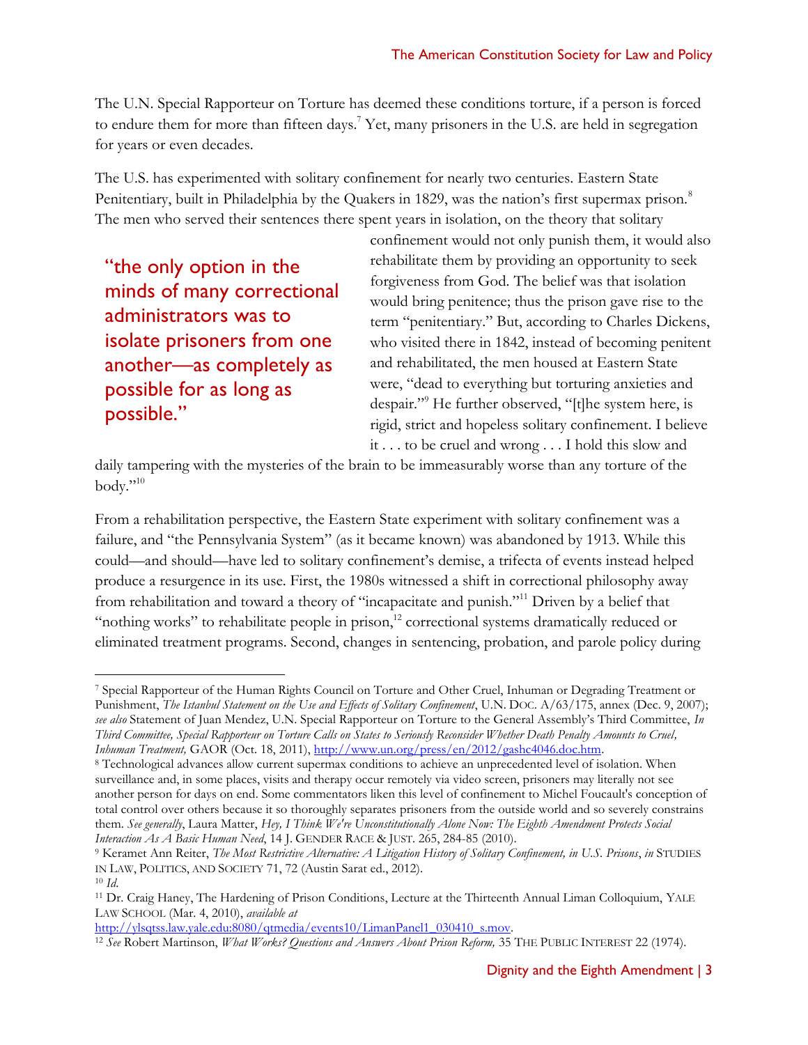The U.N. Special Rapporteur on Torture has deemed these conditions torture, if a person is forced to endure them for more than fifteen days.[7] Yet, many prisoners in the U.S. are held in segregation for years or even decades.

The U.S. has experimented with solitary confinement for nearly two centuries. Eastern State Penitentiary, built in Philadelphia by the Quakers in 1829, was the nation's first supermax prison.[8] The men who served their sentences there spent years in isolation, on the theory that solitary confinement would not only punish them, it would also rehabilitate them by providing an opportunity to seek forgiveness from God. The belief was that isolation would bring penitence; thus the prison gave rise to the term "penitentiary." But, according to Charles Dickens, who visited there in 1842, instead of becoming penitent and rehabilitated, the men housed at Eastern State were, "dead to everything but torturing anxieties and despair."[9] He further observed, "[t]he system here, is rigid, strict and hopeless solitary confinement. I believe it . . . to be cruel and wrong . . . I hold this slow and daily tampering with the mysteries of the brain to be immeasurably worse than any torture of the body."[10]

> "the only option in the minds of many correctional administrators was to isolate prisoners from one another—as completely as possible for as long as possible."

From a rehabilitation perspective, the Eastern State experiment with solitary confinement was a failure, and "the Pennsylvania System" (as it became known) was abandoned by 1913. While this could—and should—have led to solitary confinement's demise, a trifecta of events instead helped produce a resurgence in its use. First, the 1980s witnessed a shift in correctional philosophy away from rehabilitation and toward a theory of "incapacitate and punish."[11] Driven by a belief that "nothing works" to rehabilitate people in prison,[12] correctional systems dramatically reduced or eliminated treatment programs. Second, changes in sentencing, probation, and parole policy during

---

[7] Special Rapporteur of the Human Rights Council on Torture and Other Cruel, Inhuman or Degrading Treatment or Punishment, *The Istanbul Statement on the Use and Effects of Solitary Confinement*, U.N. DOC. A/63/175, annex (Dec. 9, 2007); *see also* Statement of Juan Mendez, U.N. Special Rapporteur on Torture to the General Assembly's Third Committee, *In Third Committee, Special Rapporteur on Torture Calls on States to Seriously Reconsider Whether Death Penalty Amounts to Cruel, Inhuman Treatment,* GAOR (Oct. 18, 2011), http://www.un.org/press/en/2012/gashc4046.doc.htm.

[8] Technological advances allow current supermax conditions to achieve an unprecedented level of isolation. When surveillance and, in some places, visits and therapy occur remotely via video screen, prisoners may literally not see another person for days on end. Some commentators liken this level of confinement to Michel Foucault's conception of total control over others because it so thoroughly separates prisoners from the outside world and so severely constrains them. *See generally*, Laura Matter, *Hey, I Think We're Unconstitutionally Alone Now: The Eighth Amendment Protects Social Interaction As A Basic Human Need*, 14 J. GENDER RACE & JUST. 265, 284-85 (2010).

[9] Keramet Ann Reiter, *The Most Restrictive Alternative: A Litigation History of Solitary Confinement, in U.S. Prisons*, *in* STUDIES IN LAW, POLITICS, AND SOCIETY 71, 72 (Austin Sarat ed., 2012).

[10] *Id.*

[11] Dr. Craig Haney, The Hardening of Prison Conditions, Lecture at the Thirteenth Annual Liman Colloquium, YALE LAW SCHOOL (Mar. 4, 2010), *available at* http://ylsqtss.law.yale.edu:8080/qtmedia/events10/LimanPanel1_030410_s.mov.

[12] *See* Robert Martinson, *What Works? Questions and Answers About Prison Reform,* 35 THE PUBLIC INTEREST 22 (1974).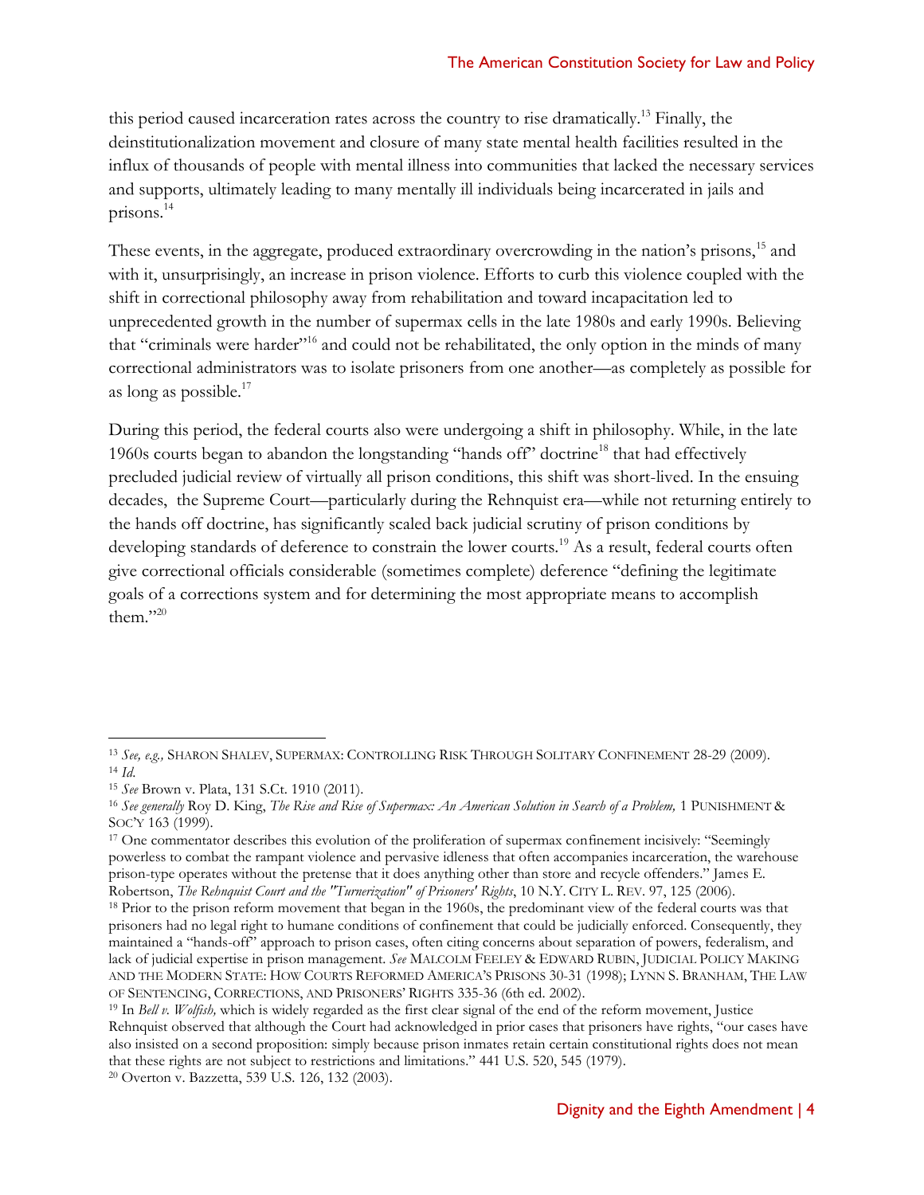this period caused incarceration rates across the country to rise dramatically.[13] Finally, the deinstitutionalization movement and closure of many state mental health facilities resulted in the influx of thousands of people with mental illness into communities that lacked the necessary services and supports, ultimately leading to many mentally ill individuals being incarcerated in jails and prisons.[14]

These events, in the aggregate, produced extraordinary overcrowding in the nation's prisons,[15] and with it, unsurprisingly, an increase in prison violence. Efforts to curb this violence coupled with the shift in correctional philosophy away from rehabilitation and toward incapacitation led to unprecedented growth in the number of supermax cells in the late 1980s and early 1990s. Believing that "criminals were harder"[16] and could not be rehabilitated, the only option in the minds of many correctional administrators was to isolate prisoners from one another—as completely as possible for as long as possible.[17]

During this period, the federal courts also were undergoing a shift in philosophy. While, in the late 1960s courts began to abandon the longstanding "hands off" doctrine[18] that had effectively precluded judicial review of virtually all prison conditions, this shift was short-lived. In the ensuing decades, the Supreme Court—particularly during the Rehnquist era—while not returning entirely to the hands off doctrine, has significantly scaled back judicial scrutiny of prison conditions by developing standards of deference to constrain the lower courts.[19] As a result, federal courts often give correctional officials considerable (sometimes complete) deference "defining the legitimate goals of a corrections system and for determining the most appropriate means to accomplish them."[20]

---

[13] *See, e.g.,* SHARON SHALEV, SUPERMAX: CONTROLLING RISK THROUGH SOLITARY CONFINEMENT 28-29 (2009).

[14] *Id.*

[15] *See* Brown v. Plata, 131 S.Ct. 1910 (2011).

[16] *See generally* Roy D. King, *The Rise and Rise of Supermax: An American Solution in Search of a Problem,* 1 PUNISHMENT & SOC'Y 163 (1999).

[17] One commentator describes this evolution of the proliferation of supermax confinement incisively: "Seemingly powerless to combat the rampant violence and pervasive idleness that often accompanies incarceration, the warehouse prison-type operates without the pretense that it does anything other than store and recycle offenders." James E. Robertson, *The Rehnquist Court and the "Turnerization" of Prisoners' Rights*, 10 N.Y. CITY L. REV. 97, 125 (2006).

[18] Prior to the prison reform movement that began in the 1960s, the predominant view of the federal courts was that prisoners had no legal right to humane conditions of confinement that could be judicially enforced. Consequently, they maintained a "hands-off" approach to prison cases, often citing concerns about separation of powers, federalism, and lack of judicial expertise in prison management. *See* MALCOLM FEELEY & EDWARD RUBIN, JUDICIAL POLICY MAKING AND THE MODERN STATE: HOW COURTS REFORMED AMERICA'S PRISONS 30-31 (1998); LYNN S. BRANHAM, THE LAW OF SENTENCING, CORRECTIONS, AND PRISONERS' RIGHTS 335-36 (6th ed. 2002).

[19] In *Bell v. Wolfish,* which is widely regarded as the first clear signal of the end of the reform movement, Justice Rehnquist observed that although the Court had acknowledged in prior cases that prisoners have rights, "our cases have also insisted on a second proposition: simply because prison inmates retain certain constitutional rights does not mean that these rights are not subject to restrictions and limitations." 441 U.S. 520, 545 (1979).

[20] Overton v. Bazzetta, 539 U.S. 126, 132 (2003).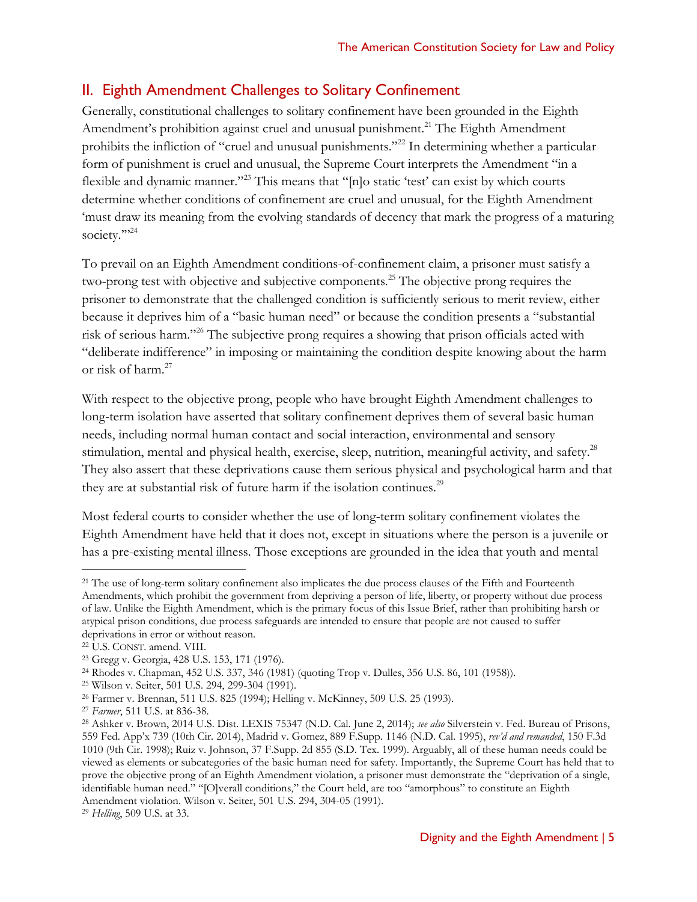## II. Eighth Amendment Challenges to Solitary Confinement

Generally, constitutional challenges to solitary confinement have been grounded in the Eighth Amendment's prohibition against cruel and unusual punishment.[21] The Eighth Amendment prohibits the infliction of "cruel and unusual punishments."[22] In determining whether a particular form of punishment is cruel and unusual, the Supreme Court interprets the Amendment "in a flexible and dynamic manner."[23] This means that "[n]o static 'test' can exist by which courts determine whether conditions of confinement are cruel and unusual, for the Eighth Amendment 'must draw its meaning from the evolving standards of decency that mark the progress of a maturing society.'"[24]

To prevail on an Eighth Amendment conditions-of-confinement claim, a prisoner must satisfy a two-prong test with objective and subjective components.[25] The objective prong requires the prisoner to demonstrate that the challenged condition is sufficiently serious to merit review, either because it deprives him of a "basic human need" or because the condition presents a "substantial risk of serious harm."[26] The subjective prong requires a showing that prison officials acted with "deliberate indifference" in imposing or maintaining the condition despite knowing about the harm or risk of harm.[27]

With respect to the objective prong, people who have brought Eighth Amendment challenges to long-term isolation have asserted that solitary confinement deprives them of several basic human needs, including normal human contact and social interaction, environmental and sensory stimulation, mental and physical health, exercise, sleep, nutrition, meaningful activity, and safety.[28] They also assert that these deprivations cause them serious physical and psychological harm and that they are at substantial risk of future harm if the isolation continues.[29]

Most federal courts to consider whether the use of long-term solitary confinement violates the Eighth Amendment have held that it does not, except in situations where the person is a juvenile or has a pre-existing mental illness. Those exceptions are grounded in the idea that youth and mental

---

[21] The use of long-term solitary confinement also implicates the due process clauses of the Fifth and Fourteenth Amendments, which prohibit the government from depriving a person of life, liberty, or property without due process of law. Unlike the Eighth Amendment, which is the primary focus of this Issue Brief, rather than prohibiting harsh or atypical prison conditions, due process safeguards are intended to ensure that people are not caused to suffer deprivations in error or without reason.

[22] U.S. CONST. amend. VIII.

[23] Gregg v. Georgia, 428 U.S. 153, 171 (1976).

[24] Rhodes v. Chapman, 452 U.S. 337, 346 (1981) (quoting Trop v. Dulles, 356 U.S. 86, 101 (1958)).

[25] Wilson v. Seiter, 501 U.S. 294, 299-304 (1991).

[26] Farmer v. Brennan, 511 U.S. 825 (1994); Helling v. McKinney, 509 U.S. 25 (1993).

[27] *Farmer*, 511 U.S. at 836-38.

[28] Ashker v. Brown, 2014 U.S. Dist. LEXIS 75347 (N.D. Cal. June 2, 2014); *see also* Silverstein v. Fed. Bureau of Prisons, 559 Fed. App'x 739 (10th Cir. 2014), Madrid v. Gomez, 889 F.Supp. 1146 (N.D. Cal. 1995), *rev'd and remanded*, 150 F.3d 1010 (9th Cir. 1998); Ruiz v. Johnson, 37 F.Supp. 2d 855 (S.D. Tex. 1999). Arguably, all of these human needs could be viewed as elements or subcategories of the basic human need for safety. Importantly, the Supreme Court has held that to prove the objective prong of an Eighth Amendment violation, a prisoner must demonstrate the "deprivation of a single, identifiable human need." "[O]verall conditions," the Court held, are too "amorphous" to constitute an Eighth Amendment violation. Wilson v. Seiter, 501 U.S. 294, 304-05 (1991).

[29] *Helling*, 509 U.S. at 33.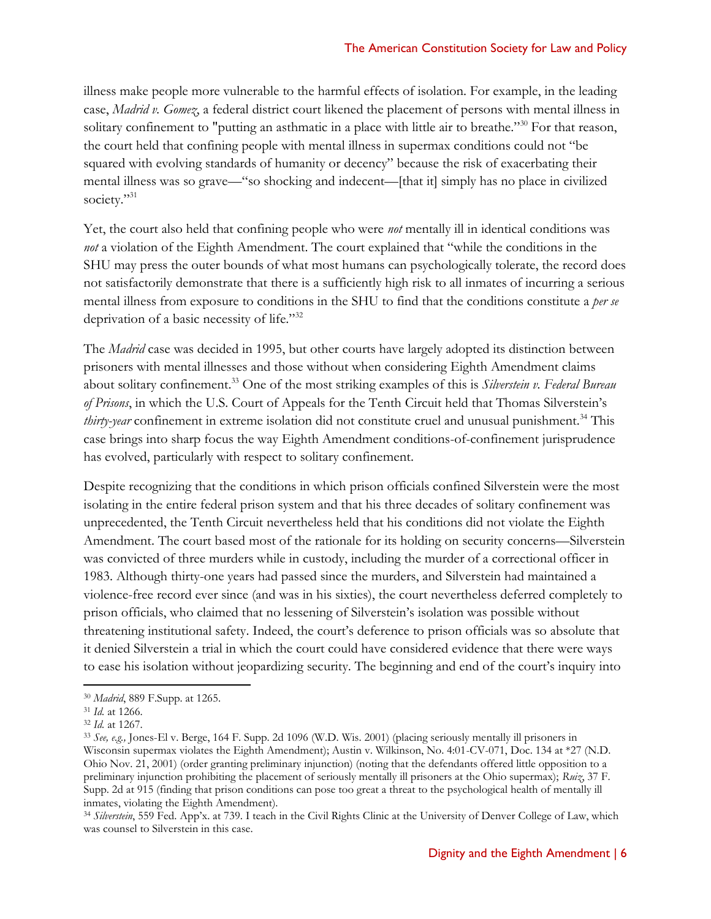illness make people more vulnerable to the harmful effects of isolation. For example, in the leading case, *Madrid v. Gomez*, a federal district court likened the placement of persons with mental illness in solitary confinement to "putting an asthmatic in a place with little air to breathe."[30] For that reason, the court held that confining people with mental illness in supermax conditions could not "be squared with evolving standards of humanity or decency" because the risk of exacerbating their mental illness was so grave—"so shocking and indecent—[that it] simply has no place in civilized society."[31]

Yet, the court also held that confining people who were *not* mentally ill in identical conditions was *not* a violation of the Eighth Amendment. The court explained that "while the conditions in the SHU may press the outer bounds of what most humans can psychologically tolerate, the record does not satisfactorily demonstrate that there is a sufficiently high risk to all inmates of incurring a serious mental illness from exposure to conditions in the SHU to find that the conditions constitute a *per se* deprivation of a basic necessity of life."[32]

The *Madrid* case was decided in 1995, but other courts have largely adopted its distinction between prisoners with mental illnesses and those without when considering Eighth Amendment claims about solitary confinement.[33] One of the most striking examples of this is *Silverstein v. Federal Bureau of Prisons*, in which the U.S. Court of Appeals for the Tenth Circuit held that Thomas Silverstein's *thirty-year* confinement in extreme isolation did not constitute cruel and unusual punishment.[34] This case brings into sharp focus the way Eighth Amendment conditions-of-confinement jurisprudence has evolved, particularly with respect to solitary confinement.

Despite recognizing that the conditions in which prison officials confined Silverstein were the most isolating in the entire federal prison system and that his three decades of solitary confinement was unprecedented, the Tenth Circuit nevertheless held that his conditions did not violate the Eighth Amendment. The court based most of the rationale for its holding on security concerns—Silverstein was convicted of three murders while in custody, including the murder of a correctional officer in 1983. Although thirty-one years had passed since the murders, and Silverstein had maintained a violence-free record ever since (and was in his sixties), the court nevertheless deferred completely to prison officials, who claimed that no lessening of Silverstein's isolation was possible without threatening institutional safety. Indeed, the court's deference to prison officials was so absolute that it denied Silverstein a trial in which the court could have considered evidence that there were ways to ease his isolation without jeopardizing security. The beginning and end of the court's inquiry into

---

[30] *Madrid*, 889 F.Supp. at 1265.

[31] *Id.* at 1266.

[32] *Id.* at 1267.

[33] *See, e.g.,* Jones-El v. Berge, 164 F. Supp. 2d 1096 (W.D. Wis. 2001) (placing seriously mentally ill prisoners in Wisconsin supermax violates the Eighth Amendment); Austin v. Wilkinson, No. 4:01-CV-071, Doc. 134 at *27 (N.D. Ohio Nov. 21, 2001) (order granting preliminary injunction) (noting that the defendants offered little opposition to a preliminary injunction prohibiting the placement of seriously mentally ill prisoners at the Ohio supermax); *Ruiz*, 37 F. Supp. 2d at 915 (finding that prison conditions can pose too great a threat to the psychological health of mentally ill inmates, violating the Eighth Amendment).

[34] *Silverstein*, 559 Fed. App'x. at 739. I teach in the Civil Rights Clinic at the University of Denver College of Law, which was counsel to Silverstein in this case.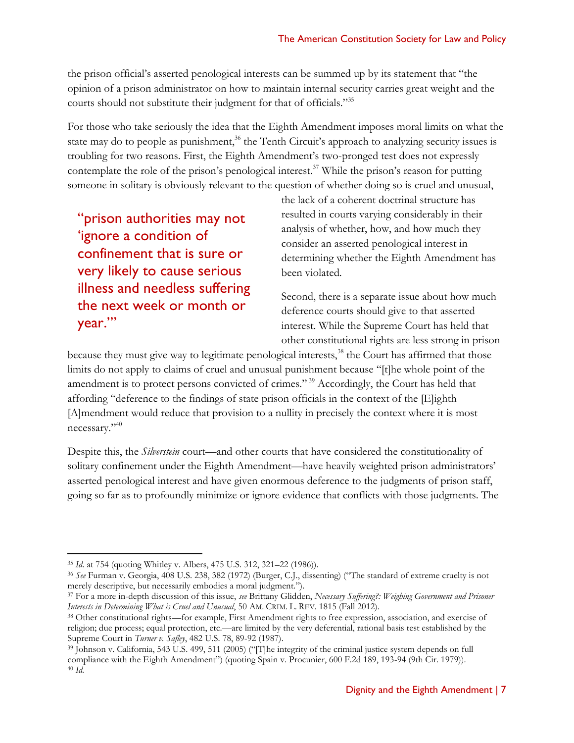the prison official's asserted penological interests can be summed up by its statement that "the opinion of a prison administrator on how to maintain internal security carries great weight and the courts should not substitute their judgment for that of officials."[35]

For those who take seriously the idea that the Eighth Amendment imposes moral limits on what the state may do to people as punishment,[36] the Tenth Circuit's approach to analyzing security issues is troubling for two reasons. First, the Eighth Amendment's two-pronged test does not expressly contemplate the role of the prison's penological interest.[37] While the prison's reason for putting someone in solitary is obviously relevant to the question of whether doing so is cruel and unusual, the lack of a coherent doctrinal structure has resulted in courts varying considerably in their analysis of whether, how, and how much they consider an asserted penological interest in determining whether the Eighth Amendment has been violated.

> "prison authorities may not 'ignore a condition of confinement that is sure or very likely to cause serious illness and needless suffering the next week or month or year.'"

Second, there is a separate issue about how much deference courts should give to that asserted interest. While the Supreme Court has held that other constitutional rights are less strong in prison because they must give way to legitimate penological interests,[38] the Court has affirmed that those limits do not apply to claims of cruel and unusual punishment because "[t]he whole point of the amendment is to protect persons convicted of crimes."[39] Accordingly, the Court has held that affording "deference to the findings of state prison officials in the context of the [E]ighth [A]mendment would reduce that provision to a nullity in precisely the context where it is most necessary."[40]

Despite this, the *Silverstein* court—and other courts that have considered the constitutionality of solitary confinement under the Eighth Amendment—have heavily weighted prison administrators' asserted penological interest and have given enormous deference to the judgments of prison staff, going so far as to profoundly minimize or ignore evidence that conflicts with those judgments. The

---

[35] *Id.* at 754 (quoting Whitley v. Albers, 475 U.S. 312, 321–22 (1986)).

[36] *See* Furman v. Georgia, 408 U.S. 238, 382 (1972) (Burger, C.J., dissenting) ("The standard of extreme cruelty is not merely descriptive, but necessarily embodies a moral judgment.").

[37] For a more in-depth discussion of this issue, *see* Brittany Glidden, *Necessary Suffering?: Weighing Government and Prisoner Interests in Determining What is Cruel and Unusual*, 50 AM. CRIM. L. REV. 1815 (Fall 2012).

[38] Other constitutional rights—for example, First Amendment rights to free expression, association, and exercise of religion; due process; equal protection, etc.—are limited by the very deferential, rational basis test established by the Supreme Court in *Turner v. Safley*, 482 U.S. 78, 89-92 (1987).

[39] Johnson v. California, 543 U.S. 499, 511 (2005) ("[T]he integrity of the criminal justice system depends on full compliance with the Eighth Amendment") (quoting Spain v. Procunier, 600 F.2d 189, 193-94 (9th Cir. 1979)).

[40] *Id.*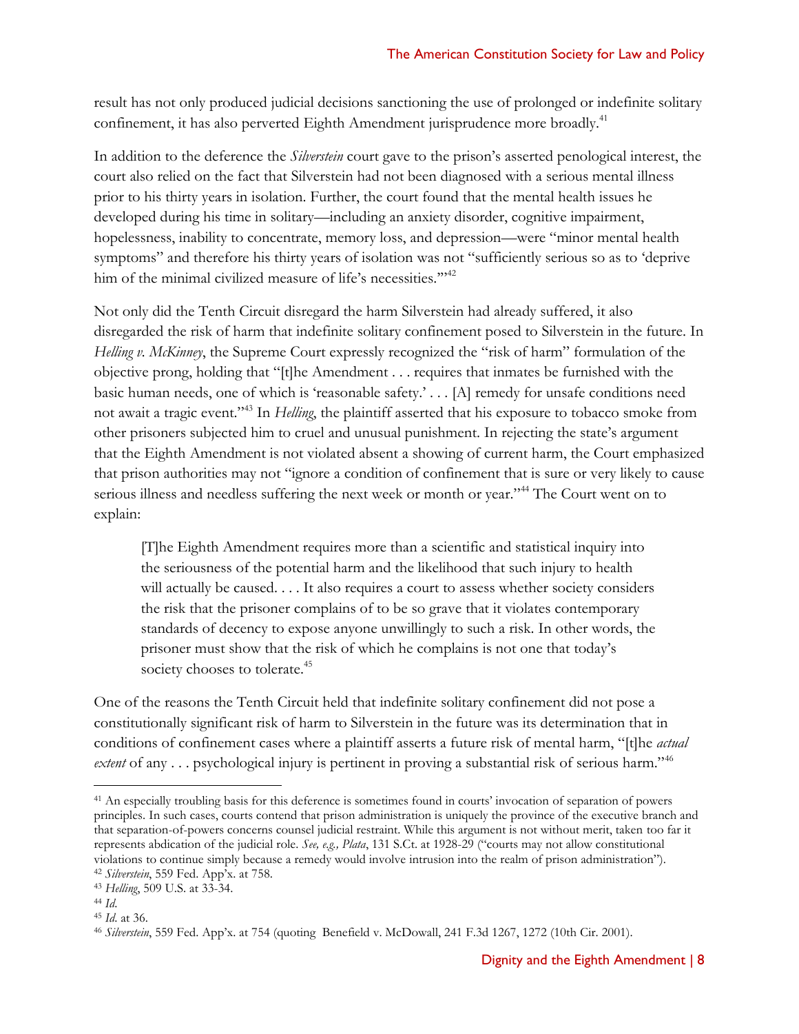result has not only produced judicial decisions sanctioning the use of prolonged or indefinite solitary confinement, it has also perverted Eighth Amendment jurisprudence more broadly.[41]

In addition to the deference the *Silverstein* court gave to the prison's asserted penological interest, the court also relied on the fact that Silverstein had not been diagnosed with a serious mental illness prior to his thirty years in isolation. Further, the court found that the mental health issues he developed during his time in solitary—including an anxiety disorder, cognitive impairment, hopelessness, inability to concentrate, memory loss, and depression—were "minor mental health symptoms" and therefore his thirty years of isolation was not "sufficiently serious so as to 'deprive him of the minimal civilized measure of life's necessities.'"[42]

Not only did the Tenth Circuit disregard the harm Silverstein had already suffered, it also disregarded the risk of harm that indefinite solitary confinement posed to Silverstein in the future. In *Helling v. McKinney*, the Supreme Court expressly recognized the "risk of harm" formulation of the objective prong, holding that "[t]he Amendment . . . requires that inmates be furnished with the basic human needs, one of which is 'reasonable safety.' . . . [A] remedy for unsafe conditions need not await a tragic event."[43] In *Helling*, the plaintiff asserted that his exposure to tobacco smoke from other prisoners subjected him to cruel and unusual punishment. In rejecting the state's argument that the Eighth Amendment is not violated absent a showing of current harm, the Court emphasized that prison authorities may not "ignore a condition of confinement that is sure or very likely to cause serious illness and needless suffering the next week or month or year."[44] The Court went on to explain:

> [T]he Eighth Amendment requires more than a scientific and statistical inquiry into the seriousness of the potential harm and the likelihood that such injury to health will actually be caused. . . . It also requires a court to assess whether society considers the risk that the prisoner complains of to be so grave that it violates contemporary standards of decency to expose anyone unwillingly to such a risk. In other words, the prisoner must show that the risk of which he complains is not one that today's society chooses to tolerate.[45]

One of the reasons the Tenth Circuit held that indefinite solitary confinement did not pose a constitutionally significant risk of harm to Silverstein in the future was its determination that in conditions of confinement cases where a plaintiff asserts a future risk of mental harm, "[t]he *actual extent* of any . . . psychological injury is pertinent in proving a substantial risk of serious harm."[46]

---

[41] An especially troubling basis for this deference is sometimes found in courts' invocation of separation of powers principles. In such cases, courts contend that prison administration is uniquely the province of the executive branch and that separation-of-powers concerns counsel judicial restraint. While this argument is not without merit, taken too far it represents abdication of the judicial role. *See, e.g., Plata*, 131 S.Ct. at 1928-29 ("courts may not allow constitutional violations to continue simply because a remedy would involve intrusion into the realm of prison administration").

[42] *Silverstein*, 559 Fed. App'x. at 758.

[43] *Helling*, 509 U.S. at 33-34.

[44] *Id.*

[45] *Id.* at 36.

[46] *Silverstein*, 559 Fed. App'x. at 754 (quoting Benefield v. McDowall, 241 F.3d 1267, 1272 (10th Cir. 2001).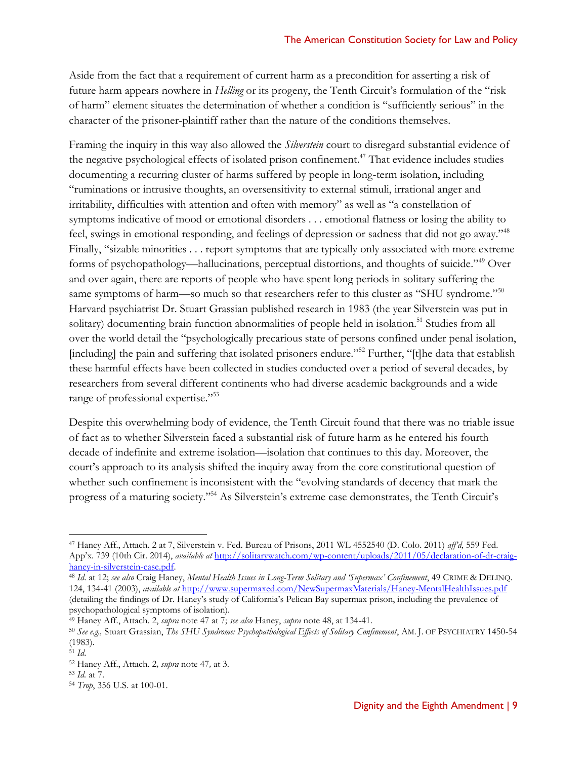Aside from the fact that a requirement of current harm as a precondition for asserting a risk of future harm appears nowhere in *Helling* or its progeny, the Tenth Circuit's formulation of the "risk of harm" element situates the determination of whether a condition is "sufficiently serious" in the character of the prisoner-plaintiff rather than the nature of the conditions themselves.

Framing the inquiry in this way also allowed the *Silverstein* court to disregard substantial evidence of the negative psychological effects of isolated prison confinement.[47] That evidence includes studies documenting a recurring cluster of harms suffered by people in long-term isolation, including "ruminations or intrusive thoughts, an oversensitivity to external stimuli, irrational anger and irritability, difficulties with attention and often with memory" as well as "a constellation of symptoms indicative of mood or emotional disorders . . . emotional flatness or losing the ability to feel, swings in emotional responding, and feelings of depression or sadness that did not go away."[48] Finally, "sizable minorities . . . report symptoms that are typically only associated with more extreme forms of psychopathology—hallucinations, perceptual distortions, and thoughts of suicide."[49] Over and over again, there are reports of people who have spent long periods in solitary suffering the same symptoms of harm—so much so that researchers refer to this cluster as "SHU syndrome."[50] Harvard psychiatrist Dr. Stuart Grassian published research in 1983 (the year Silverstein was put in solitary) documenting brain function abnormalities of people held in isolation.[51] Studies from all over the world detail the "psychologically precarious state of persons confined under penal isolation, [including] the pain and suffering that isolated prisoners endure."[52] Further, "[t]he data that establish these harmful effects have been collected in studies conducted over a period of several decades, by researchers from several different continents who had diverse academic backgrounds and a wide range of professional expertise."[53]

Despite this overwhelming body of evidence, the Tenth Circuit found that there was no triable issue of fact as to whether Silverstein faced a substantial risk of future harm as he entered his fourth decade of indefinite and extreme isolation—isolation that continues to this day. Moreover, the court's approach to its analysis shifted the inquiry away from the core constitutional question of whether such confinement is inconsistent with the "evolving standards of decency that mark the progress of a maturing society."[54] As Silverstein's extreme case demonstrates, the Tenth Circuit's

---

[47] Haney Aff., Attach. 2 at 7, Silverstein v. Fed. Bureau of Prisons, 2011 WL 4552540 (D. Colo. 2011) *aff'd*, 559 Fed. App'x. 739 (10th Cir. 2014), *available at* http://solitarywatch.com/wp-content/uploads/2011/05/declaration-of-dr-craig-haney-in-silverstein-case.pdf.

[48] *Id.* at 12; *see also* Craig Haney, *Mental Health Issues in Long-Term Solitary and 'Supermax' Confinement*, 49 CRIME & DELINQ. 124, 134-41 (2003), *available at* http://www.supermaxed.com/NewSupermaxMaterials/Haney-MentalHealthIssues.pdf (detailing the findings of Dr. Haney's study of California's Pelican Bay supermax prison, including the prevalence of psychopathological symptoms of isolation).

[49] Haney Aff., Attach. 2, *supra* note 47 at 7; *see also* Haney, *supra* note 48, at 134-41.

[50] *See e.g.,* Stuart Grassian, *The SHU Syndrome: Psychopathological Effects of Solitary Confinement*, AM. J. OF PSYCHIATRY 1450-54 (1983).

[51] *Id.*

[52] Haney Aff., Attach. 2*, supra* note 47*,* at 3.

[53] *Id.* at 7.

[54] *Trop*, 356 U.S. at 100-01.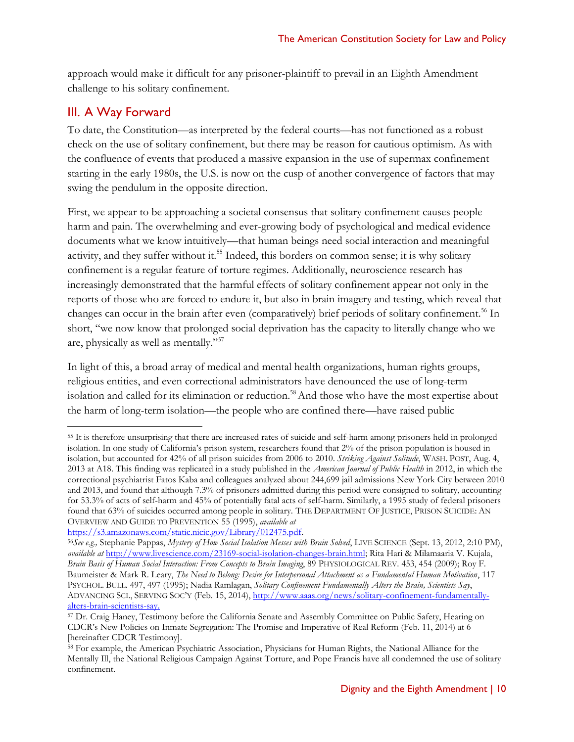approach would make it difficult for any prisoner-plaintiff to prevail in an Eighth Amendment challenge to his solitary confinement.

## III. A Way Forward

To date, the Constitution—as interpreted by the federal courts—has not functioned as a robust check on the use of solitary confinement, but there may be reason for cautious optimism. As with the confluence of events that produced a massive expansion in the use of supermax confinement starting in the early 1980s, the U.S. is now on the cusp of another convergence of factors that may swing the pendulum in the opposite direction.

First, we appear to be approaching a societal consensus that solitary confinement causes people harm and pain. The overwhelming and ever-growing body of psychological and medical evidence documents what we know intuitively—that human beings need social interaction and meaningful activity, and they suffer without it.[55] Indeed, this borders on common sense; it is why solitary confinement is a regular feature of torture regimes. Additionally, neuroscience research has increasingly demonstrated that the harmful effects of solitary confinement appear not only in the reports of those who are forced to endure it, but also in brain imagery and testing, which reveal that changes can occur in the brain after even (comparatively) brief periods of solitary confinement.[56] In short, "we now know that prolonged social deprivation has the capacity to literally change who we are, physically as well as mentally."[57]

In light of this, a broad array of medical and mental health organizations, human rights groups, religious entities, and even correctional administrators have denounced the use of long-term isolation and called for its elimination or reduction.[58] And those who have the most expertise about the harm of long-term isolation—the people who are confined there—have raised public

---

[55] It is therefore unsurprising that there are increased rates of suicide and self-harm among prisoners held in prolonged isolation. In one study of California's prison system, researchers found that 2% of the prison population is housed in isolation, but accounted for 42% of all prison suicides from 2006 to 2010. *Striking Against Solitude*, WASH. POST, Aug. 4, 2013 at A18. This finding was replicated in a study published in the *American Journal of Public Health* in 2012, in which the correctional psychiatrist Fatos Kaba and colleagues analyzed about 244,699 jail admissions New York City between 2010 and 2013, and found that although 7.3% of prisoners admitted during this period were consigned to solitary, accounting for 53.3% of acts of self-harm and 45% of potentially fatal acts of self-harm. Similarly, a 1995 study of federal prisoners found that 63% of suicides occurred among people in solitary. THE DEPARTMENT OF JUSTICE, PRISON SUICIDE: AN OVERVIEW AND GUIDE TO PREVENTION 55 (1995), *available at* https://s3.amazonaws.com/static.nicic.gov/Library/012475.pdf.

[56] *See e.g.,* Stephanie Pappas, *Mystery of How Social Isolation Messes with Brain Solved*, LIVE SCIENCE (Sept. 13, 2012, 2:10 PM), *available at* http://www.livescience.com/23169-social-isolation-changes-brain.html; Rita Hari & Milamaaria V. Kujala, *Brain Basis of Human Social Interaction: From Concepts to Brain Imaging*, 89 PHYSIOLOGICAL REV. 453, 454 (2009); Roy F. Baumeister & Mark R. Leary, *The Need to Belong: Desire for Interpersonal Attachment as a Fundamental Human Motivation*, 117 PSYCHOL. BULL. 497, 497 (1995); Nadia Ramlagan, *Solitary Confinement Fundamentally Alters the Brain, Scientists Say*, ADVANCING SCI., SERVING SOC'Y (Feb. 15, 2014), http://www.aaas.org/news/solitary-confinement-fundamentally-alters-brain-scientists-say.

[57] Dr. Craig Haney, Testimony before the California Senate and Assembly Committee on Public Safety, Hearing on CDCR's New Policies on Inmate Segregation: The Promise and Imperative of Real Reform (Feb. 11, 2014) at 6 [hereinafter CDCR Testimony].

[58] For example, the American Psychiatric Association, Physicians for Human Rights, the National Alliance for the Mentally Ill, the National Religious Campaign Against Torture, and Pope Francis have all condemned the use of solitary confinement.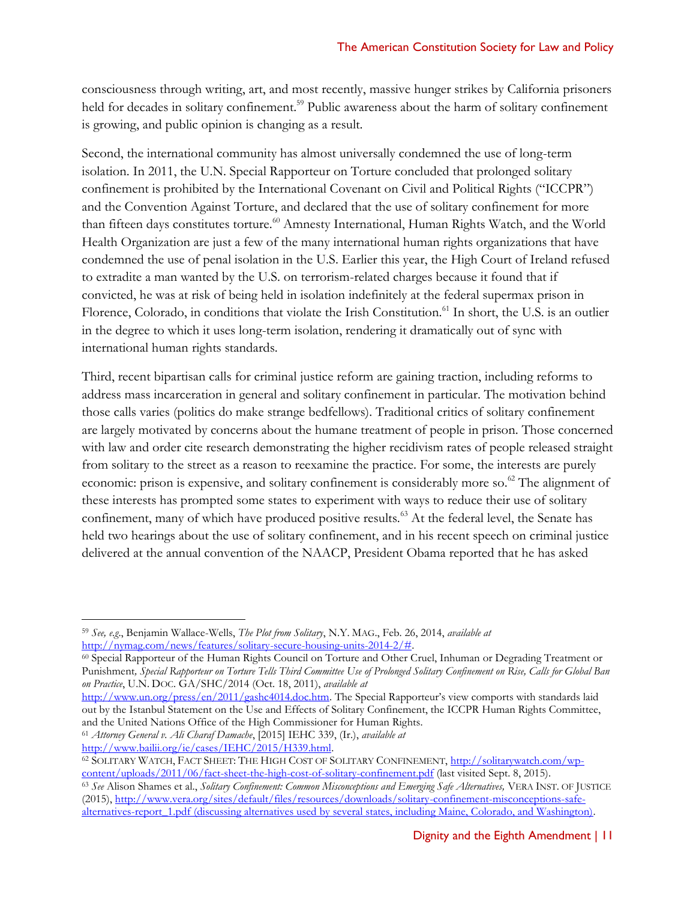consciousness through writing, art, and most recently, massive hunger strikes by California prisoners held for decades in solitary confinement.[59] Public awareness about the harm of solitary confinement is growing, and public opinion is changing as a result.

Second, the international community has almost universally condemned the use of long-term isolation. In 2011, the U.N. Special Rapporteur on Torture concluded that prolonged solitary confinement is prohibited by the International Covenant on Civil and Political Rights ("ICCPR") and the Convention Against Torture, and declared that the use of solitary confinement for more than fifteen days constitutes torture.[60] Amnesty International, Human Rights Watch, and the World Health Organization are just a few of the many international human rights organizations that have condemned the use of penal isolation in the U.S. Earlier this year, the High Court of Ireland refused to extradite a man wanted by the U.S. on terrorism-related charges because it found that if convicted, he was at risk of being held in isolation indefinitely at the federal supermax prison in Florence, Colorado, in conditions that violate the Irish Constitution.[61] In short, the U.S. is an outlier in the degree to which it uses long-term isolation, rendering it dramatically out of sync with international human rights standards.

Third, recent bipartisan calls for criminal justice reform are gaining traction, including reforms to address mass incarceration in general and solitary confinement in particular. The motivation behind those calls varies (politics do make strange bedfellows). Traditional critics of solitary confinement are largely motivated by concerns about the humane treatment of people in prison. Those concerned with law and order cite research demonstrating the higher recidivism rates of people released straight from solitary to the street as a reason to reexamine the practice. For some, the interests are purely economic: prison is expensive, and solitary confinement is considerably more so.[62] The alignment of these interests has prompted some states to experiment with ways to reduce their use of solitary confinement, many of which have produced positive results.[63] At the federal level, the Senate has held two hearings about the use of solitary confinement, and in his recent speech on criminal justice delivered at the annual convention of the NAACP, President Obama reported that he has asked

---

[59] *See, e.g.*, Benjamin Wallace-Wells, *The Plot from Solitary*, N.Y. MAG., Feb. 26, 2014, *available at* http://nymag.com/news/features/solitary-secure-housing-units-2014-2/#.

[60] Special Rapporteur of the Human Rights Council on Torture and Other Cruel, Inhuman or Degrading Treatment or Punishment*, Special Rapporteur on Torture Tells Third Committee Use of Prolonged Solitary Confinement on Rise, Calls for Global Ban on Practice*, U.N. DOC. GA/SHC/2014 (Oct. 18, 2011), *available at* http://www.un.org/press/en/2011/gashc4014.doc.htm. The Special Rapporteur's view comports with standards laid out by the Istanbul Statement on the Use and Effects of Solitary Confinement, the ICCPR Human Rights Committee, and the United Nations Office of the High Commissioner for Human Rights.

[61] *Attorney General v. Ali Charaf Damache*, [2015] IEHC 339, (Ir.), *available at* http://www.bailii.org/ie/cases/IEHC/2015/H339.html.

[62] SOLITARY WATCH, FACT SHEET: THE HIGH COST OF SOLITARY CONFINEMENT, http://solitarywatch.com/wp-content/uploads/2011/06/fact-sheet-the-high-cost-of-solitary-confinement.pdf (last visited Sept. 8, 2015).

[63] *See* Alison Shames et al., *Solitary Confinement: Common Misconceptions and Emerging Safe Alternatives,* VERA INST. OF JUSTICE (2015), http://www.vera.org/sites/default/files/resources/downloads/solitary-confinement-misconceptions-safe-alternatives-report_1.pdf (discussing alternatives used by several states, including Maine, Colorado, and Washington).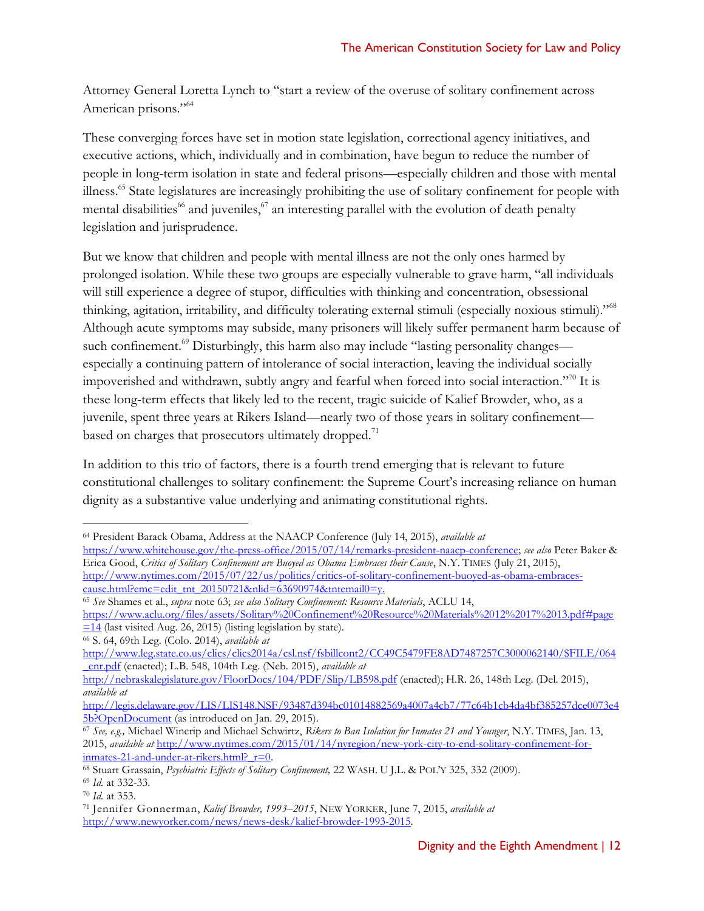Attorney General Loretta Lynch to "start a review of the overuse of solitary confinement across American prisons."[64]

These converging forces have set in motion state legislation, correctional agency initiatives, and executive actions, which, individually and in combination, have begun to reduce the number of people in long-term isolation in state and federal prisons—especially children and those with mental illness.[65] State legislatures are increasingly prohibiting the use of solitary confinement for people with mental disabilities[66] and juveniles,[67] an interesting parallel with the evolution of death penalty legislation and jurisprudence.

But we know that children and people with mental illness are not the only ones harmed by prolonged isolation. While these two groups are especially vulnerable to grave harm, "all individuals will still experience a degree of stupor, difficulties with thinking and concentration, obsessional thinking, agitation, irritability, and difficulty tolerating external stimuli (especially noxious stimuli)."[68] Although acute symptoms may subside, many prisoners will likely suffer permanent harm because of such confinement.[69] Disturbingly, this harm also may include "lasting personality changes—especially a continuing pattern of intolerance of social interaction, leaving the individual socially impoverished and withdrawn, subtly angry and fearful when forced into social interaction."[70] It is these long-term effects that likely led to the recent, tragic suicide of Kalief Browder, who, as a juvenile, spent three years at Rikers Island—nearly two of those years in solitary confinement—based on charges that prosecutors ultimately dropped.[71]

In addition to this trio of factors, there is a fourth trend emerging that is relevant to future constitutional challenges to solitary confinement: the Supreme Court's increasing reliance on human dignity as a substantive value underlying and animating constitutional rights.

---

[64] President Barack Obama, Address at the NAACP Conference (July 14, 2015), *available at* https://www.whitehouse.gov/the-press-office/2015/07/14/remarks-president-naacp-conference; *see also* Peter Baker & Erica Good, *Critics of Solitary Confinement are Buoyed as Obama Embraces their Cause*, N.Y. TIMES (July 21, 2015), http://www.nytimes.com/2015/07/22/us/politics/critics-of-solitary-confinement-buoyed-as-obama-embraces-cause.html?emc=edit_tnt_20150721&nlid=63690974&tntemail0=y.

[65] *See* Shames et al., *supra* note 63; *see also Solitary Confinement: Resource Materials*, ACLU 14, https://www.aclu.org/files/assets/Solitary%20Confinement%20Resource%20Materials%2012%2017%2013.pdf#page=14 (last visited Aug. 26, 2015) (listing legislation by state).

[66] S. 64, 69th Leg. (Colo. 2014), *available at* http://www.leg.state.co.us/clics/clics2014a/csl.nsf/fsbillcont2/CC49C5479FE8AD7487257C3000062140/$FILE/064_enr.pdf (enacted); L.B. 548, 104th Leg. (Neb. 2015), *available at* http://nebraskalegislature.gov/FloorDocs/104/PDF/Slip/LB598.pdf (enacted); H.R. 26, 148th Leg. (Del. 2015), *available at* http://legis.delaware.gov/LIS/LIS148.NSF/93487d394bc01014882569a4007a4cb7/77c64b1cb4da4bf385257dce0073e45b?OpenDocument (as introduced on Jan. 29, 2015).

[67] *See, e.g.,* Michael Winerip and Michael Schwirtz, *Rikers to Ban Isolation for Inmates 21 and Younger*, N.Y. TIMES, Jan. 13, 2015, *available at* http://www.nytimes.com/2015/01/14/nyregion/new-york-city-to-end-solitary-confinement-for-inmates-21-and-under-at-rikers.html?_r=0.

[68] Stuart Grassain, *Psychiatric Effects of Solitary Confinement,* 22 WASH. U J.L. & POL'Y 325, 332 (2009).

[69] *Id.* at 332-33.

[70] *Id.* at 353.

[71] Jennifer Gonnerman, *Kalief Browder, 1993–2015*, NEW YORKER, June 7, 2015, *available at* http://www.newyorker.com/news/news-desk/kalief-browder-1993-2015.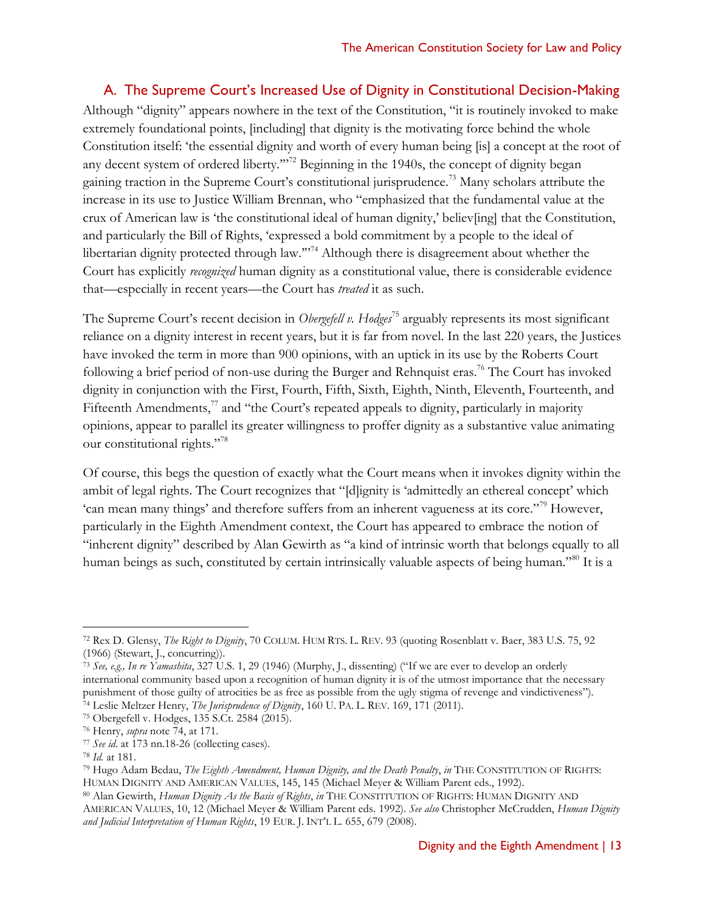## A. The Supreme Court's Increased Use of Dignity in Constitutional Decision-Making

Although "dignity" appears nowhere in the text of the Constitution, "it is routinely invoked to make extremely foundational points, [including] that dignity is the motivating force behind the whole Constitution itself: 'the essential dignity and worth of every human being [is] a concept at the root of any decent system of ordered liberty.'"[72] Beginning in the 1940s, the concept of dignity began gaining traction in the Supreme Court's constitutional jurisprudence.[73] Many scholars attribute the increase in its use to Justice William Brennan, who "emphasized that the fundamental value at the crux of American law is 'the constitutional ideal of human dignity,' believ[ing] that the Constitution, and particularly the Bill of Rights, 'expressed a bold commitment by a people to the ideal of libertarian dignity protected through law.'"[74] Although there is disagreement about whether the Court has explicitly *recognized* human dignity as a constitutional value, there is considerable evidence that—especially in recent years—the Court has *treated* it as such.

The Supreme Court's recent decision in *Obergefell v. Hodges*[75] arguably represents its most significant reliance on a dignity interest in recent years, but it is far from novel. In the last 220 years, the Justices have invoked the term in more than 900 opinions, with an uptick in its use by the Roberts Court following a brief period of non-use during the Burger and Rehnquist eras.[76] The Court has invoked dignity in conjunction with the First, Fourth, Fifth, Sixth, Eighth, Ninth, Eleventh, Fourteenth, and Fifteenth Amendments,[77] and "the Court's repeated appeals to dignity, particularly in majority opinions, appear to parallel its greater willingness to proffer dignity as a substantive value animating our constitutional rights."[78]

Of course, this begs the question of exactly what the Court means when it invokes dignity within the ambit of legal rights. The Court recognizes that "[d]ignity is 'admittedly an ethereal concept' which 'can mean many things' and therefore suffers from an inherent vagueness at its core."[79] However, particularly in the Eighth Amendment context, the Court has appeared to embrace the notion of "inherent dignity" described by Alan Gewirth as "a kind of intrinsic worth that belongs equally to all human beings as such, constituted by certain intrinsically valuable aspects of being human."[80] It is a

---

[72] Rex D. Glensy, *The Right to Dignity*, 70 COLUM. HUM RTS. L. REV. 93 (quoting Rosenblatt v. Baer, 383 U.S. 75, 92 (1966) (Stewart, J., concurring)).

[73] *See, e.g., In re Yamashita*, 327 U.S. 1, 29 (1946) (Murphy, J., dissenting) ("If we are ever to develop an orderly international community based upon a recognition of human dignity it is of the utmost importance that the necessary punishment of those guilty of atrocities be as free as possible from the ugly stigma of revenge and vindictiveness").

[74] Leslie Meltzer Henry, *The Jurisprudence of Dignity*, 160 U. PA. L. REV. 169, 171 (2011).

[75] Obergefell v. Hodges, 135 S.Ct. 2584 (2015).

[76] Henry, *supra* note 74, at 171.

[77] *See id*. at 173 nn.18-26 (collecting cases).

[78] *Id.* at 181.

[79] Hugo Adam Bedau, *The Eighth Amendment, Human Dignity, and the Death Penalty*, *in* THE CONSTITUTION OF RIGHTS: HUMAN DIGNITY AND AMERICAN VALUES, 145, 145 (Michael Meyer & William Parent eds., 1992).

[80] Alan Gewirth, *Human Dignity As the Basis of Rights*, *in* THE CONSTITUTION OF RIGHTS: HUMAN DIGNITY AND AMERICAN VALUES, 10, 12 (Michael Meyer & William Parent eds. 1992). *See also* Christopher McCrudden, *Human Dignity and Judicial Interpretation of Human Rights*, 19 EUR. J. INT'L L. 655, 679 (2008).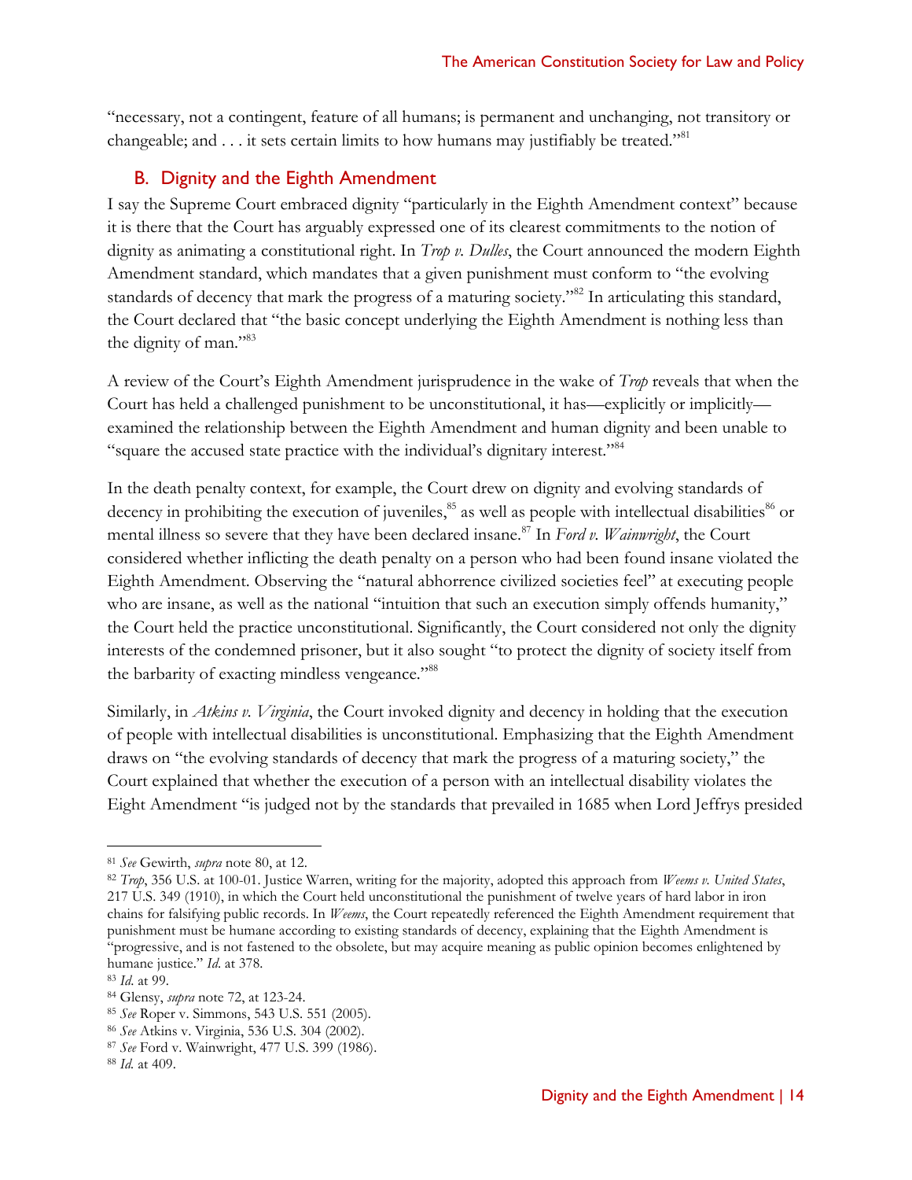"necessary, not a contingent, feature of all humans; is permanent and unchanging, not transitory or changeable; and . . . it sets certain limits to how humans may justifiably be treated."[81]

## B. Dignity and the Eighth Amendment

I say the Supreme Court embraced dignity "particularly in the Eighth Amendment context" because it is there that the Court has arguably expressed one of its clearest commitments to the notion of dignity as animating a constitutional right. In *Trop v. Dulles*, the Court announced the modern Eighth Amendment standard, which mandates that a given punishment must conform to "the evolving standards of decency that mark the progress of a maturing society."[82] In articulating this standard, the Court declared that "the basic concept underlying the Eighth Amendment is nothing less than the dignity of man."[83]

A review of the Court's Eighth Amendment jurisprudence in the wake of *Trop* reveals that when the Court has held a challenged punishment to be unconstitutional, it has—explicitly or implicitly—examined the relationship between the Eighth Amendment and human dignity and been unable to "square the accused state practice with the individual's dignitary interest."[84]

In the death penalty context, for example, the Court drew on dignity and evolving standards of decency in prohibiting the execution of juveniles,[85] as well as people with intellectual disabilities[86] or mental illness so severe that they have been declared insane.[87] In *Ford v. Wainwright*, the Court considered whether inflicting the death penalty on a person who had been found insane violated the Eighth Amendment. Observing the "natural abhorrence civilized societies feel" at executing people who are insane, as well as the national "intuition that such an execution simply offends humanity," the Court held the practice unconstitutional. Significantly, the Court considered not only the dignity interests of the condemned prisoner, but it also sought "to protect the dignity of society itself from the barbarity of exacting mindless vengeance."[88]

Similarly, in *Atkins v. Virginia*, the Court invoked dignity and decency in holding that the execution of people with intellectual disabilities is unconstitutional. Emphasizing that the Eighth Amendment draws on "the evolving standards of decency that mark the progress of a maturing society," the Court explained that whether the execution of a person with an intellectual disability violates the Eight Amendment "is judged not by the standards that prevailed in 1685 when Lord Jeffrys presided

---

[81] *See* Gewirth, *supra* note 80, at 12.

[82] *Trop*, 356 U.S. at 100-01. Justice Warren, writing for the majority, adopted this approach from *Weems v. United States*, 217 U.S. 349 (1910), in which the Court held unconstitutional the punishment of twelve years of hard labor in iron chains for falsifying public records. In *Weems*, the Court repeatedly referenced the Eighth Amendment requirement that punishment must be humane according to existing standards of decency, explaining that the Eighth Amendment is "progressive, and is not fastened to the obsolete, but may acquire meaning as public opinion becomes enlightened by humane justice." *Id.* at 378.

[83] *Id.* at 99.

[84] Glensy, *supra* note 72, at 123-24.

[85] *See* Roper v. Simmons, 543 U.S. 551 (2005).

[86] *See* Atkins v. Virginia, 536 U.S. 304 (2002).

[87] *See* Ford v. Wainwright, 477 U.S. 399 (1986).

[88] *Id.* at 409.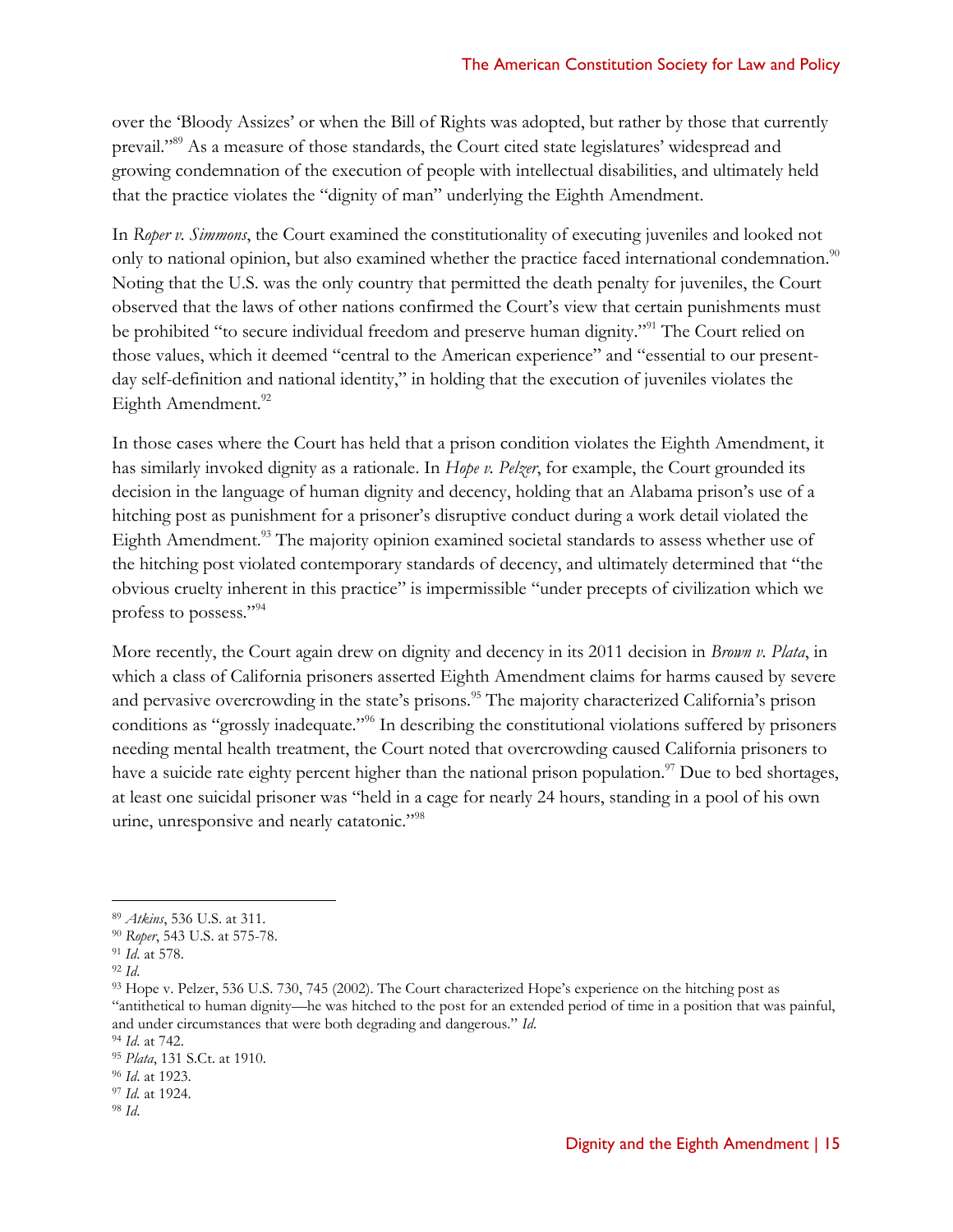over the 'Bloody Assizes' or when the Bill of Rights was adopted, but rather by those that currently prevail."[89] As a measure of those standards, the Court cited state legislatures' widespread and growing condemnation of the execution of people with intellectual disabilities, and ultimately held that the practice violates the "dignity of man" underlying the Eighth Amendment.

In *Roper v. Simmons*, the Court examined the constitutionality of executing juveniles and looked not only to national opinion, but also examined whether the practice faced international condemnation.[90] Noting that the U.S. was the only country that permitted the death penalty for juveniles, the Court observed that the laws of other nations confirmed the Court's view that certain punishments must be prohibited "to secure individual freedom and preserve human dignity."[91] The Court relied on those values, which it deemed "central to the American experience" and "essential to our present-day self-definition and national identity," in holding that the execution of juveniles violates the Eighth Amendment.[92]

In those cases where the Court has held that a prison condition violates the Eighth Amendment, it has similarly invoked dignity as a rationale. In *Hope v. Pelzer*, for example, the Court grounded its decision in the language of human dignity and decency, holding that an Alabama prison's use of a hitching post as punishment for a prisoner's disruptive conduct during a work detail violated the Eighth Amendment.[93] The majority opinion examined societal standards to assess whether use of the hitching post violated contemporary standards of decency, and ultimately determined that "the obvious cruelty inherent in this practice" is impermissible "under precepts of civilization which we profess to possess."[94]

More recently, the Court again drew on dignity and decency in its 2011 decision in *Brown v. Plata*, in which a class of California prisoners asserted Eighth Amendment claims for harms caused by severe and pervasive overcrowding in the state's prisons.[95] The majority characterized California's prison conditions as "grossly inadequate."[96] In describing the constitutional violations suffered by prisoners needing mental health treatment, the Court noted that overcrowding caused California prisoners to have a suicide rate eighty percent higher than the national prison population.[97] Due to bed shortages, at least one suicidal prisoner was "held in a cage for nearly 24 hours, standing in a pool of his own urine, unresponsive and nearly catatonic."[98]

---

[89] *Atkins*, 536 U.S. at 311.

[90] *Roper*, 543 U.S. at 575-78.

[91] *Id.* at 578.

[92] *Id.*

[93] Hope v. Pelzer, 536 U.S. 730, 745 (2002). The Court characterized Hope's experience on the hitching post as "antithetical to human dignity—he was hitched to the post for an extended period of time in a position that was painful, and under circumstances that were both degrading and dangerous." *Id.*

[94] *Id.* at 742.

[95] *Plata*, 131 S.Ct. at 1910.

[96] *Id.* at 1923.

[97] *Id.* at 1924.

[98] *Id.*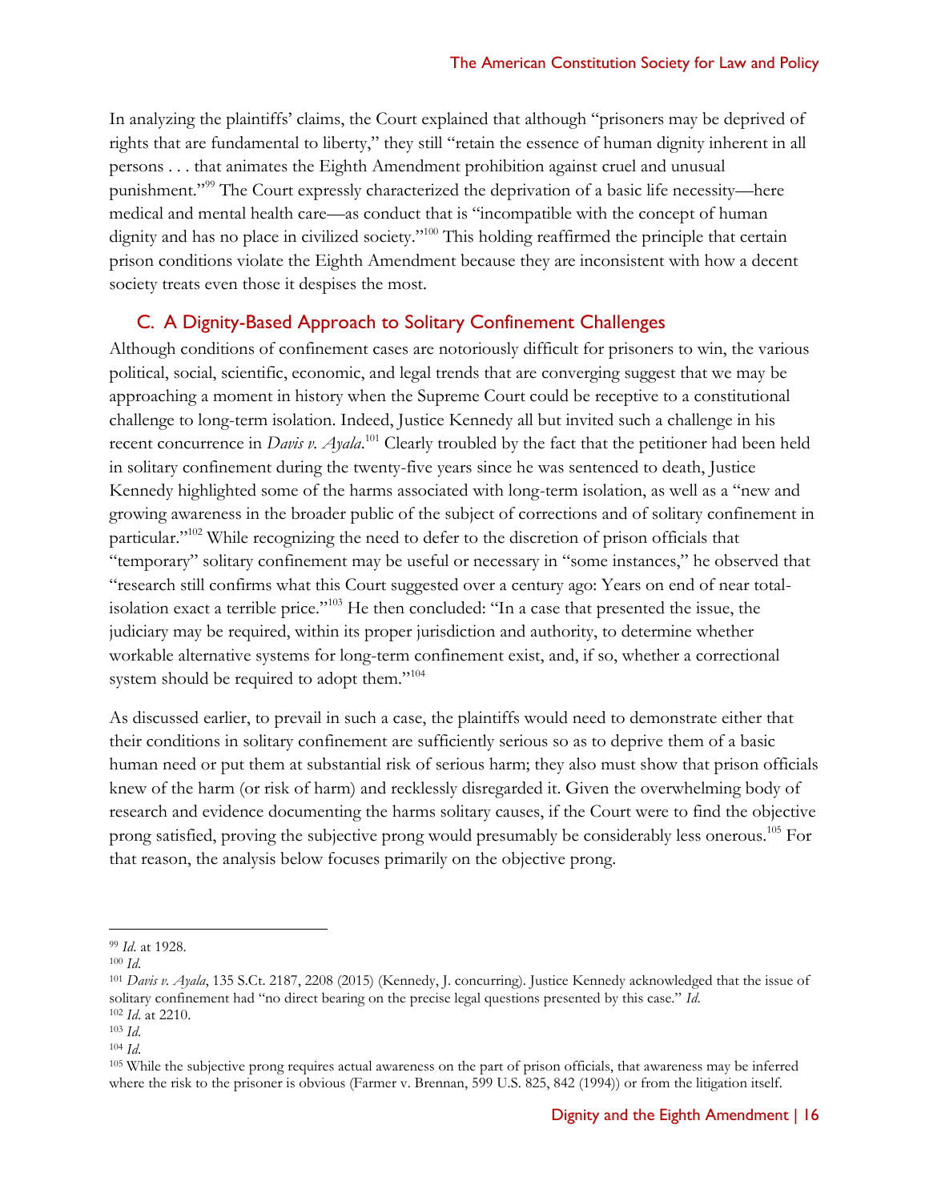In analyzing the plaintiffs' claims, the Court explained that although "prisoners may be deprived of rights that are fundamental to liberty," they still "retain the essence of human dignity inherent in all persons . . . that animates the Eighth Amendment prohibition against cruel and unusual punishment."[99] The Court expressly characterized the deprivation of a basic life necessity—here medical and mental health care—as conduct that is "incompatible with the concept of human dignity and has no place in civilized society."[100] This holding reaffirmed the principle that certain prison conditions violate the Eighth Amendment because they are inconsistent with how a decent society treats even those it despises the most.

## C. A Dignity-Based Approach to Solitary Confinement Challenges

Although conditions of confinement cases are notoriously difficult for prisoners to win, the various political, social, scientific, economic, and legal trends that are converging suggest that we may be approaching a moment in history when the Supreme Court could be receptive to a constitutional challenge to long-term isolation. Indeed, Justice Kennedy all but invited such a challenge in his recent concurrence in *Davis v. Ayala*.[101] Clearly troubled by the fact that the petitioner had been held in solitary confinement during the twenty-five years since he was sentenced to death, Justice Kennedy highlighted some of the harms associated with long-term isolation, as well as a "new and growing awareness in the broader public of the subject of corrections and of solitary confinement in particular."[102] While recognizing the need to defer to the discretion of prison officials that "temporary" solitary confinement may be useful or necessary in "some instances," he observed that "research still confirms what this Court suggested over a century ago: Years on end of near total-isolation exact a terrible price."[103] He then concluded: "In a case that presented the issue, the judiciary may be required, within its proper jurisdiction and authority, to determine whether workable alternative systems for long-term confinement exist, and, if so, whether a correctional system should be required to adopt them."[104]

As discussed earlier, to prevail in such a case, the plaintiffs would need to demonstrate either that their conditions in solitary confinement are sufficiently serious so as to deprive them of a basic human need or put them at substantial risk of serious harm; they also must show that prison officials knew of the harm (or risk of harm) and recklessly disregarded it. Given the overwhelming body of research and evidence documenting the harms solitary causes, if the Court were to find the objective prong satisfied, proving the subjective prong would presumably be considerably less onerous.[105] For that reason, the analysis below focuses primarily on the objective prong.

---

[99] *Id*. at 1928.

[100] *Id*.

[101] *Davis v. Ayala*, 135 S.Ct. 2187, 2208 (2015) (Kennedy, J. concurring). Justice Kennedy acknowledged that the issue of solitary confinement had "no direct bearing on the precise legal questions presented by this case." *Id*.

[102] *Id*. at 2210.

[103] *Id*.

[104] *Id*.

[105] While the subjective prong requires actual awareness on the part of prison officials, that awareness may be inferred where the risk to the prisoner is obvious (Farmer v. Brennan, 599 U.S. 825, 842 (1994)) or from the litigation itself.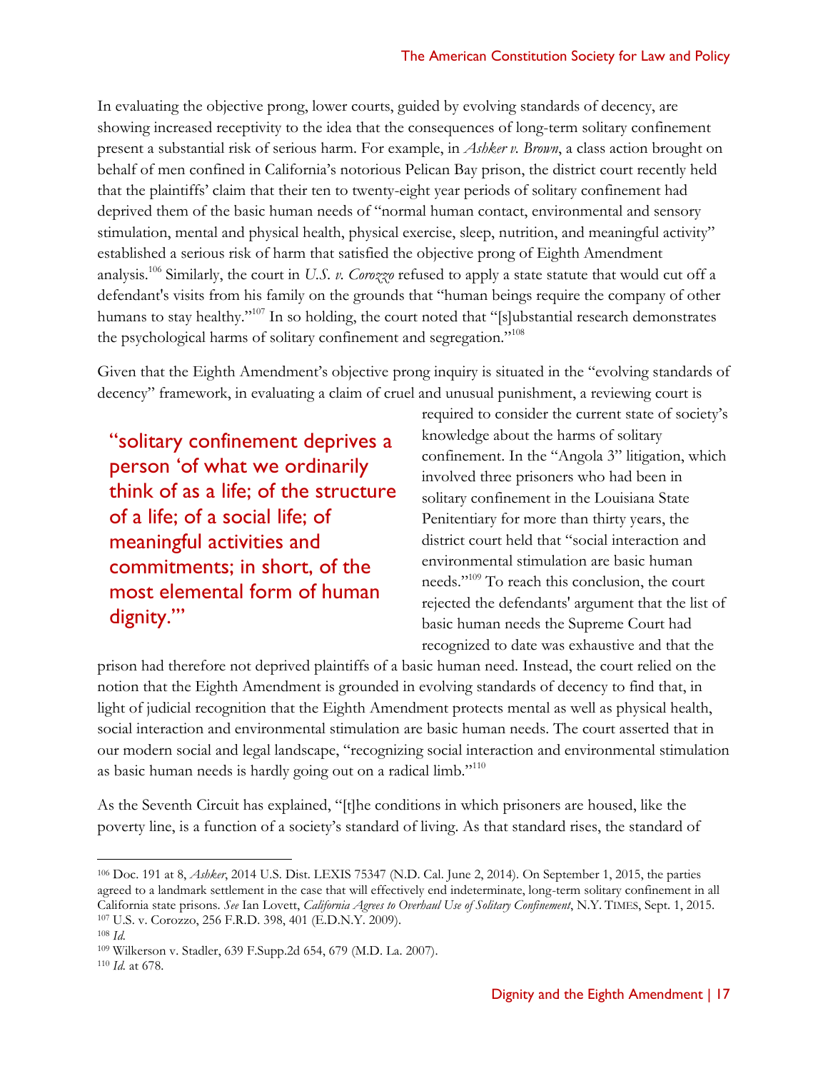In evaluating the objective prong, lower courts, guided by evolving standards of decency, are showing increased receptivity to the idea that the consequences of long-term solitary confinement present a substantial risk of serious harm. For example, in *Ashker v. Brown*, a class action brought on behalf of men confined in California's notorious Pelican Bay prison, the district court recently held that the plaintiffs' claim that their ten to twenty-eight year periods of solitary confinement had deprived them of the basic human needs of "normal human contact, environmental and sensory stimulation, mental and physical health, physical exercise, sleep, nutrition, and meaningful activity" established a serious risk of harm that satisfied the objective prong of Eighth Amendment analysis.[106] Similarly, the court in *U.S. v. Corozzo* refused to apply a state statute that would cut off a defendant's visits from his family on the grounds that "human beings require the company of other humans to stay healthy."[107] In so holding, the court noted that "[s]ubstantial research demonstrates the psychological harms of solitary confinement and segregation."[108]

Given that the Eighth Amendment's objective prong inquiry is situated in the "evolving standards of decency" framework, in evaluating a claim of cruel and unusual punishment, a reviewing court is required to consider the current state of society's knowledge about the harms of solitary confinement. In the "Angola 3" litigation, which involved three prisoners who had been in solitary confinement in the Louisiana State Penitentiary for more than thirty years, the district court held that "social interaction and environmental stimulation are basic human needs."[109] To reach this conclusion, the court rejected the defendants' argument that the list of basic human needs the Supreme Court had recognized to date was exhaustive and that the prison had therefore not deprived plaintiffs of a basic human need. Instead, the court relied on the notion that the Eighth Amendment is grounded in evolving standards of decency to find that, in light of judicial recognition that the Eighth Amendment protects mental as well as physical health, social interaction and environmental stimulation are basic human needs. The court asserted that in our modern social and legal landscape, "recognizing social interaction and environmental stimulation as basic human needs is hardly going out on a radical limb."[110]

> "solitary confinement deprives a person 'of what we ordinarily think of as a life; of the structure of a life; of a social life; of meaningful activities and commitments; in short, of the most elemental form of human dignity.'"

As the Seventh Circuit has explained, "[t]he conditions in which prisoners are housed, like the poverty line, is a function of a society's standard of living. As that standard rises, the standard of

---

[106] Doc. 191 at 8, *Ashker*, 2014 U.S. Dist. LEXIS 75347 (N.D. Cal. June 2, 2014). On September 1, 2015, the parties agreed to a landmark settlement in the case that will effectively end indeterminate, long-term solitary confinement in all California state prisons. *See* Ian Lovett, *California Agrees to Overhaul Use of Solitary Confinement*, N.Y. TIMES, Sept. 1, 2015.

[107] U.S. v. Corozzo, 256 F.R.D. 398, 401 (E.D.N.Y. 2009).

[108] *Id.*

[109] Wilkerson v. Stadler, 639 F.Supp.2d 654, 679 (M.D. La. 2007).

[110] *Id.* at 678.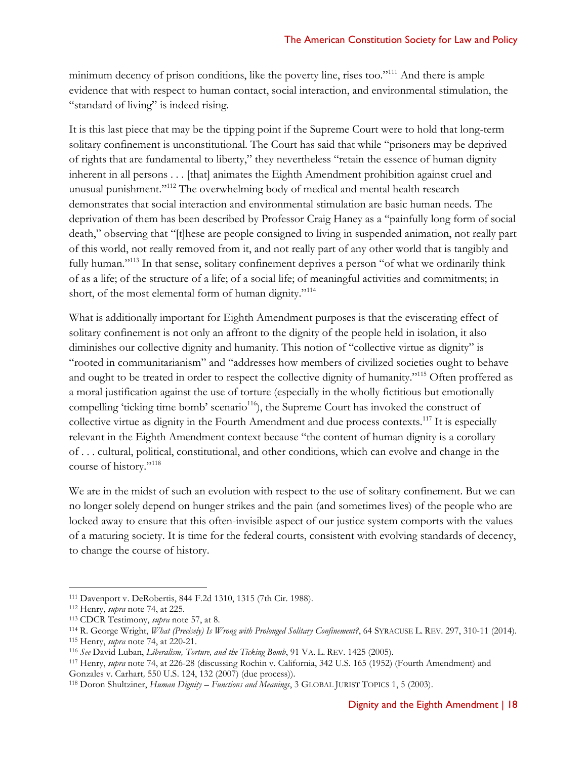minimum decency of prison conditions, like the poverty line, rises too."[111] And there is ample evidence that with respect to human contact, social interaction, and environmental stimulation, the "standard of living" is indeed rising.

It is this last piece that may be the tipping point if the Supreme Court were to hold that long-term solitary confinement is unconstitutional. The Court has said that while "prisoners may be deprived of rights that are fundamental to liberty," they nevertheless "retain the essence of human dignity inherent in all persons . . . [that] animates the Eighth Amendment prohibition against cruel and unusual punishment."[112] The overwhelming body of medical and mental health research demonstrates that social interaction and environmental stimulation are basic human needs. The deprivation of them has been described by Professor Craig Haney as a "painfully long form of social death," observing that "[t]hese are people consigned to living in suspended animation, not really part of this world, not really removed from it, and not really part of any other world that is tangibly and fully human."[113] In that sense, solitary confinement deprives a person "of what we ordinarily think of as a life; of the structure of a life; of a social life; of meaningful activities and commitments; in short, of the most elemental form of human dignity."[114]

What is additionally important for Eighth Amendment purposes is that the eviscerating effect of solitary confinement is not only an affront to the dignity of the people held in isolation, it also diminishes our collective dignity and humanity. This notion of "collective virtue as dignity" is "rooted in communitarianism" and "addresses how members of civilized societies ought to behave and ought to be treated in order to respect the collective dignity of humanity."[115] Often proffered as a moral justification against the use of torture (especially in the wholly fictitious but emotionally compelling 'ticking time bomb' scenario[116]), the Supreme Court has invoked the construct of collective virtue as dignity in the Fourth Amendment and due process contexts.[117] It is especially relevant in the Eighth Amendment context because "the content of human dignity is a corollary of . . . cultural, political, constitutional, and other conditions, which can evolve and change in the course of history."[118]

We are in the midst of such an evolution with respect to the use of solitary confinement. But we can no longer solely depend on hunger strikes and the pain (and sometimes lives) of the people who are locked away to ensure that this often-invisible aspect of our justice system comports with the values of a maturing society. It is time for the federal courts, consistent with evolving standards of decency, to change the course of history.

---

[111] Davenport v. DeRobertis, 844 F.2d 1310, 1315 (7th Cir. 1988).
[112] Henry, *supra* note 74, at 225.
[113] CDCR Testimony, *supra* note 57, at 8.
[114] R. George Wright, *What (Precisely) Is Wrong with Prolonged Solitary Confinement?*, 64 SYRACUSE L. REV. 297, 310-11 (2014).
[115] Henry, *supra* note 74, at 220-21.
[116] *See* David Luban, *Liberalism, Torture, and the Ticking Bomb*, 91 VA. L. REV. 1425 (2005).
[117] Henry, *supra* note 74, at 226-28 (discussing Rochin v. California, 342 U.S. 165 (1952) (Fourth Amendment) and Gonzales v. Carhart, 550 U.S. 124, 132 (2007) (due process)).
[118] Doron Shultziner, *Human Dignity – Functions and Meanings*, 3 GLOBAL JURIST TOPICS 1, 5 (2003).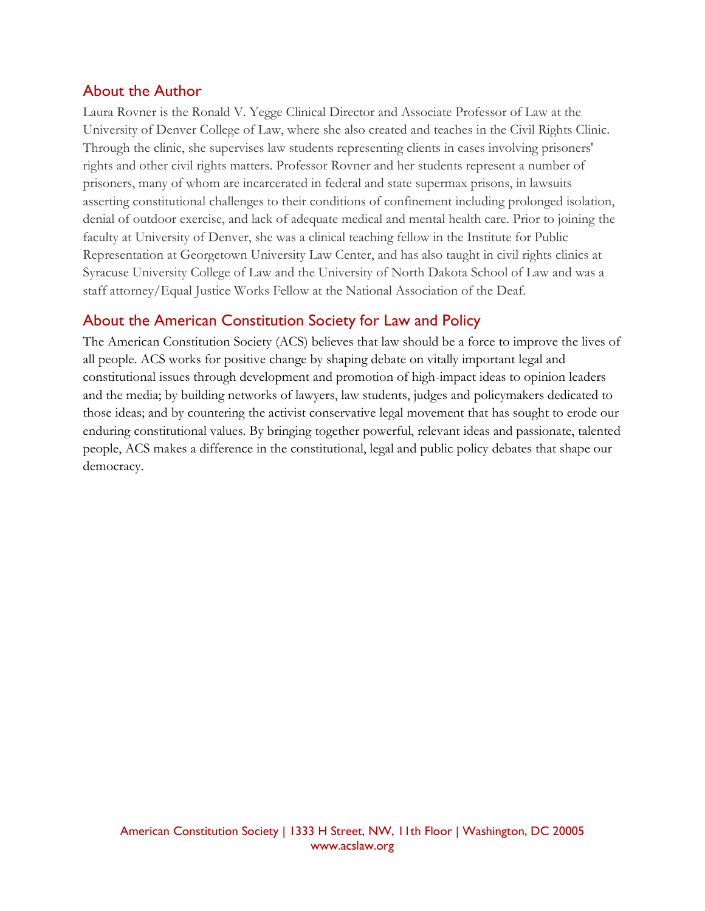## About the Author

Laura Rovner is the Ronald V. Yegge Clinical Director and Associate Professor of Law at the University of Denver College of Law, where she also created and teaches in the Civil Rights Clinic. Through the clinic, she supervises law students representing clients in cases involving prisoners' rights and other civil rights matters. Professor Rovner and her students represent a number of prisoners, many of whom are incarcerated in federal and state supermax prisons, in lawsuits asserting constitutional challenges to their conditions of confinement including prolonged isolation, denial of outdoor exercise, and lack of adequate medical and mental health care. Prior to joining the faculty at University of Denver, she was a clinical teaching fellow in the Institute for Public Representation at Georgetown University Law Center, and has also taught in civil rights clinics at Syracuse University College of Law and the University of North Dakota School of Law and was a staff attorney/Equal Justice Works Fellow at the National Association of the Deaf.

## About the American Constitution Society for Law and Policy

The American Constitution Society (ACS) believes that law should be a force to improve the lives of all people. ACS works for positive change by shaping debate on vitally important legal and constitutional issues through development and promotion of high-impact ideas to opinion leaders and the media; by building networks of lawyers, law students, judges and policymakers dedicated to those ideas; and by countering the activist conservative legal movement that has sought to erode our enduring constitutional values. By bringing together powerful, relevant ideas and passionate, talented people, ACS makes a difference in the constitutional, legal and public policy debates that shape our democracy.

American Constitution Society | 1333 H Street, NW, 11th Floor | Washington, DC 20005
www.acslaw.org